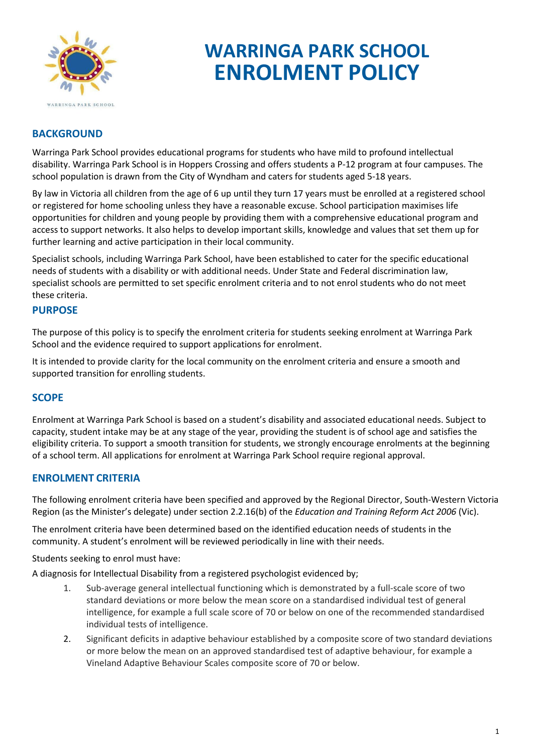# WARRINGA PARK SCHOOL ENROLMENT POLICY

## BACKGROUND

Warringa Park School provides educational programs for students who have mild to profound intellectual disability. Warringa Park School is in Hoppers Crossing and offers students a P-12 program at four campuses. The school population is drawn from the City of Wyndham and caters for students aged 5-18 years.

By law in Victoria all children from the age of 6 up until they turn 17 years must be enrolled at a registered school or registered for home schooling unless they have a reasonable excuse. School participation maximises life opportunities for children and young people by providing them with a comprehensive educational program and access to support networks. It also helps to develop important skills, knowledge and values that set them up for further learning and active participation in their local community.

Specialist schools, including Warringa Park School, have been established to cater for the specific educational needs of students with a disability or with additional needs. Under State and Federal discrimination law, specialist schools are permitted to set specific enrolment criteria and to not enrol students who do not meet these criteria.

## PURPOSE

The purpose of this policy is to specify the enrolment criteria for students seeking enrolment at Warringa Park School and the evidence required to support applications for enrolment.

It is intended to provide clarity for the local community on the enrolment criteria and ensure a smooth and supported transition for enrolling students.

## SCOPE

Enrolment at Warringa Park School is based on a student's disability and associated educational needs. Subject to capacity, student intake may be at any stage of the year, providing the student is of school age and satisfies the eligibility criteria. To support a smooth transition for students, we strongly encourage enrolments at the beginning of a school term. All applications for enrolment at Warringa Park School require regional approval.

## ENROLMENT CRITERIA

The following enrolment criteria have been specified and approved by the Regional Director, South-Western Victoria Region (as the Minister's delegate) under section 2.2.16(b) of the *Education and Training Reform Act 2006* (Vic).

The enrolment criteria have been determined based on the identified education needs of students in the community. A student's enrolment will be reviewed periodically in line with their needs.

Students seeking to enrol must have:

A diagnosis for Intellectual Disability from a registered psychologist evidenced by;

1. Sub-average general intellectual functioning which is demonstrated by a full-scale score of two standard deviations or more below the mean score on a standardised individual test of general intelligence, for example a full scale score of 70 or below on one of the recommended standardised individual tests of intelligence.
2. Significant deficits in adaptive behaviour established by a composite score of two standard deviations or more below the mean on an approved standardised test of adaptive behaviour, for example a Vineland Adaptive Behaviour Scales composite score of 70 or below.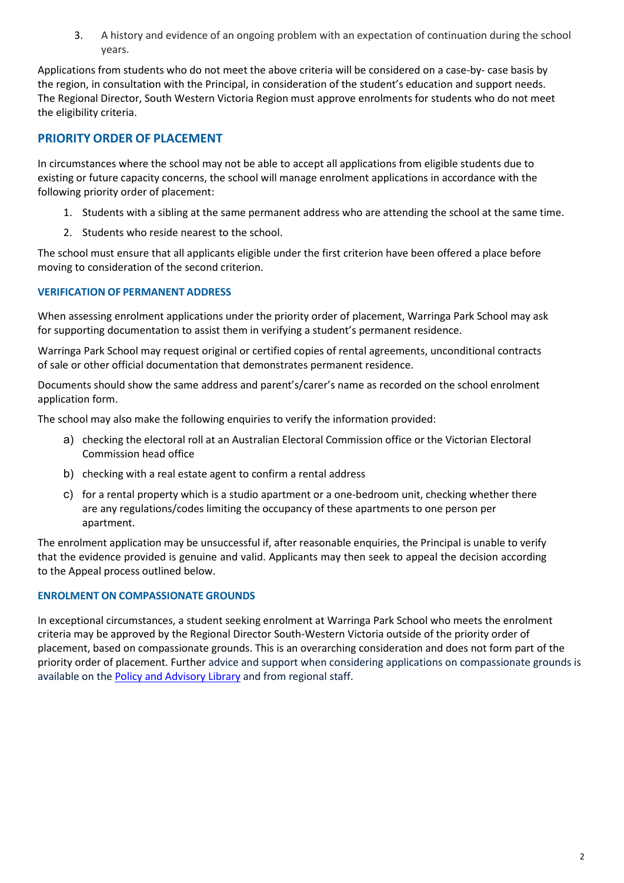3. A history and evidence of an ongoing problem with an expectation of continuation during the school years.

Applications from students who do not meet the above criteria will be considered on a case-by- case basis by the region, in consultation with the Principal, in consideration of the student's education and support needs. The Regional Director, South Western Victoria Region must approve enrolments for students who do not meet the eligibility criteria.

## PRIORITY ORDER OF PLACEMENT

In circumstances where the school may not be able to accept all applications from eligible students due to existing or future capacity concerns, the school will manage enrolment applications in accordance with the following priority order of placement:

1. Students with a sibling at the same permanent address who are attending the school at the same time.
2. Students who reside nearest to the school.

The school must ensure that all applicants eligible under the first criterion have been offered a place before moving to consideration of the second criterion.

### VERIFICATION OF PERMANENT ADDRESS

When assessing enrolment applications under the priority order of placement, Warringa Park School may ask for supporting documentation to assist them in verifying a student's permanent residence.

Warringa Park School may request original or certified copies of rental agreements, unconditional contracts of sale or other official documentation that demonstrates permanent residence.

Documents should show the same address and parent's/carer's name as recorded on the school enrolment application form.

The school may also make the following enquiries to verify the information provided:

a) checking the electoral roll at an Australian Electoral Commission office or the Victorian Electoral Commission head office

b) checking with a real estate agent to confirm a rental address

c) for a rental property which is a studio apartment or a one-bedroom unit, checking whether there are any regulations/codes limiting the occupancy of these apartments to one person per apartment.

The enrolment application may be unsuccessful if, after reasonable enquiries, the Principal is unable to verify that the evidence provided is genuine and valid. Applicants may then seek to appeal the decision according to the Appeal process outlined below.

### ENROLMENT ON COMPASSIONATE GROUNDS

In exceptional circumstances, a student seeking enrolment at Warringa Park School who meets the enrolment criteria may be approved by the Regional Director South-Western Victoria outside of the priority order of placement, based on compassionate grounds. This is an overarching consideration and does not form part of the priority order of placement. Further advice and support when considering applications on compassionate grounds is available on the Policy and Advisory Library and from regional staff.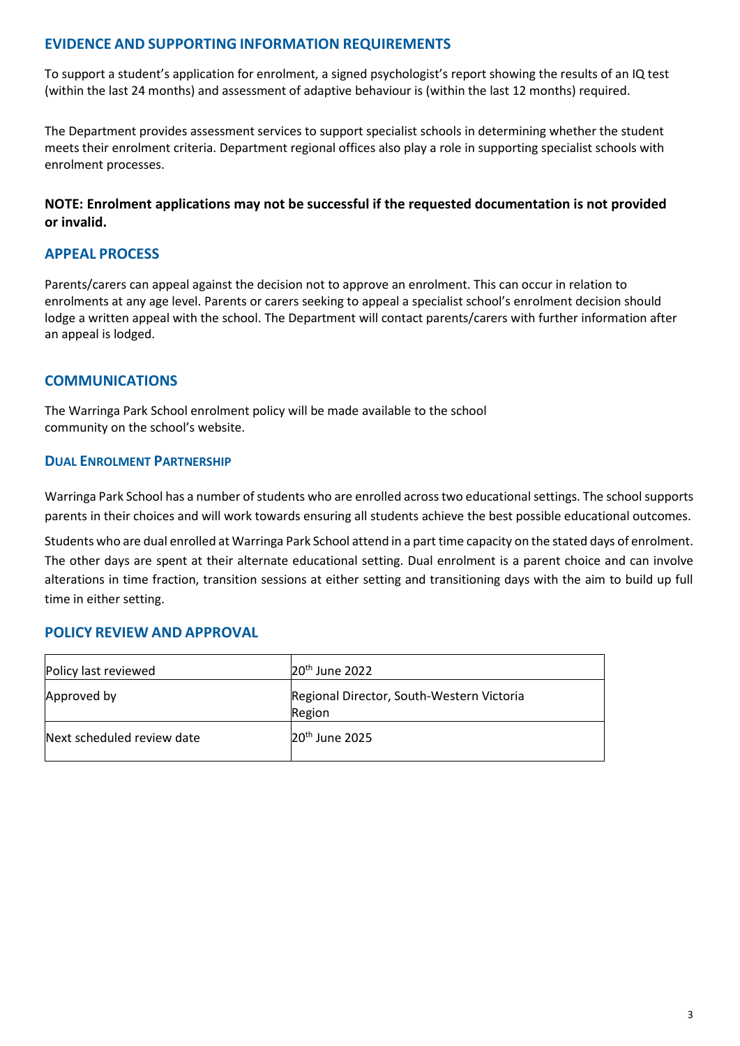## EVIDENCE AND SUPPORTING INFORMATION REQUIREMENTS

To support a student's application for enrolment, a signed psychologist's report showing the results of an IQ test (within the last 24 months) and assessment of adaptive behaviour is (within the last 12 months) required.

The Department provides assessment services to support specialist schools in determining whether the student meets their enrolment criteria. Department regional offices also play a role in supporting specialist schools with enrolment processes.

**NOTE: Enrolment applications may not be successful if the requested documentation is not provided or invalid.**

## APPEAL PROCESS

Parents/carers can appeal against the decision not to approve an enrolment. This can occur in relation to enrolments at any age level. Parents or carers seeking to appeal a specialist school's enrolment decision should lodge a written appeal with the school. The Department will contact parents/carers with further information after an appeal is lodged.

## COMMUNICATIONS

The Warringa Park School enrolment policy will be made available to the school community on the school's website.

### DUAL ENROLMENT PARTNERSHIP

Warringa Park School has a number of students who are enrolled across two educational settings. The school supports parents in their choices and will work towards ensuring all students achieve the best possible educational outcomes.

Students who are dual enrolled at Warringa Park School attend in a part time capacity on the stated days of enrolment. The other days are spent at their alternate educational setting. Dual enrolment is a parent choice and can involve alterations in time fraction, transition sessions at either setting and transitioning days with the aim to build up full time in either setting.

## POLICY REVIEW AND APPROVAL

| | |
|---|---|
| Policy last reviewed | 20th June 2022 |
| Approved by | Regional Director, South-Western Victoria Region |
| Next scheduled review date | 20th June 2025 |